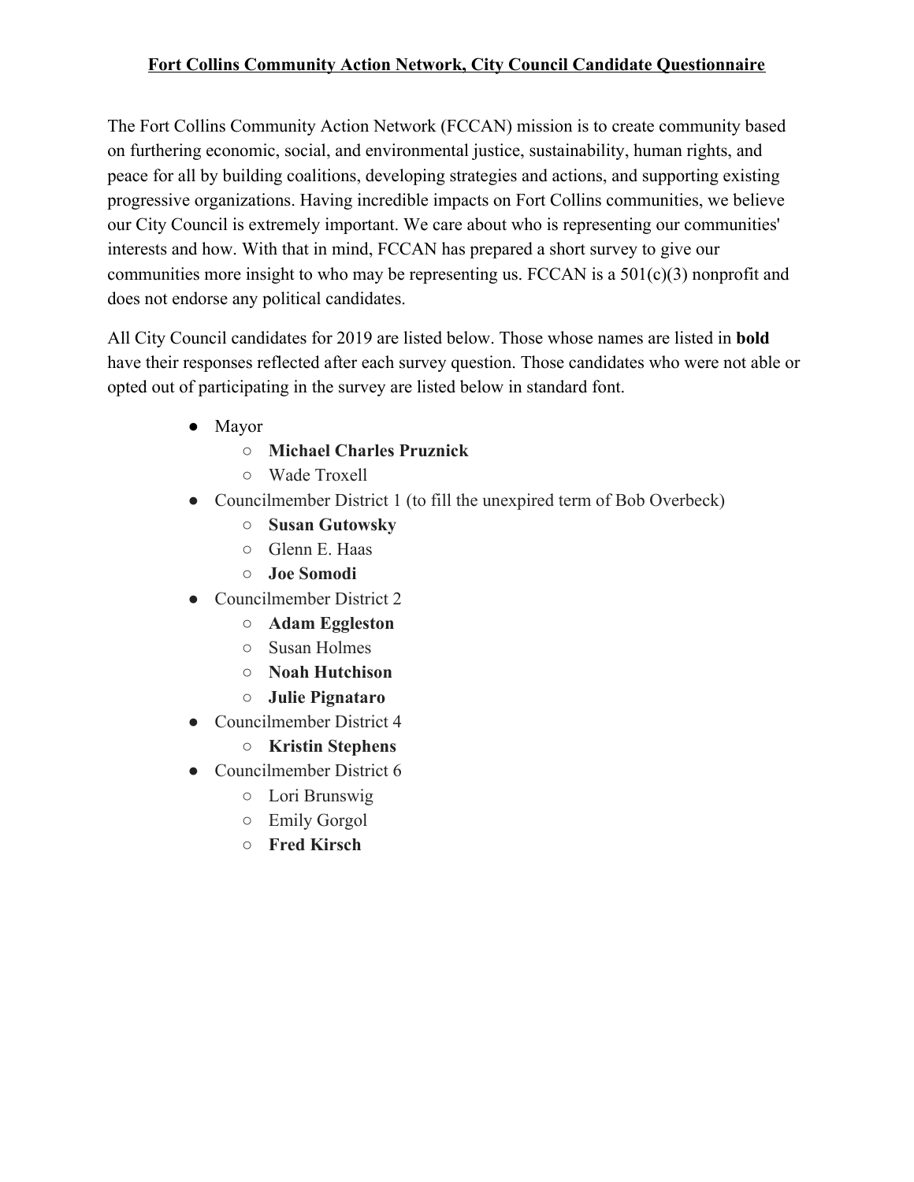# Fort Collins Community Action Network, City Council Candidate Questionnaire

The Fort Collins Community Action Network (FCCAN) mission is to create community based on furthering economic, social, and environmental justice, sustainability, human rights, and peace for all by building coalitions, developing strategies and actions, and supporting existing progressive organizations. Having incredible impacts on Fort Collins communities, we believe our City Council is extremely important. We care about who is representing our communities' interests and how. With that in mind, FCCAN has prepared a short survey to give our communities more insight to who may be representing us. FCCAN is a 501(c)(3) nonprofit and does not endorse any political candidates.

All City Council candidates for 2019 are listed below. Those whose names are listed in **bold** have their responses reflected after each survey question. Those candidates who were not able or opted out of participating in the survey are listed below in standard font.

- Mayor
  - **Michael Charles Pruznick**
  - Wade Troxell
- Councilmember District 1 (to fill the unexpired term of Bob Overbeck)
  - **Susan Gutowsky**
  - Glenn E. Haas
  - **Joe Somodi**
- Councilmember District 2
  - **Adam Eggleston**
  - Susan Holmes
  - **Noah Hutchison**
  - **Julie Pignataro**
- Councilmember District 4
  - **Kristin Stephens**
- Councilmember District 6
  - Lori Brunswig
  - Emily Gorgol
  - **Fred Kirsch**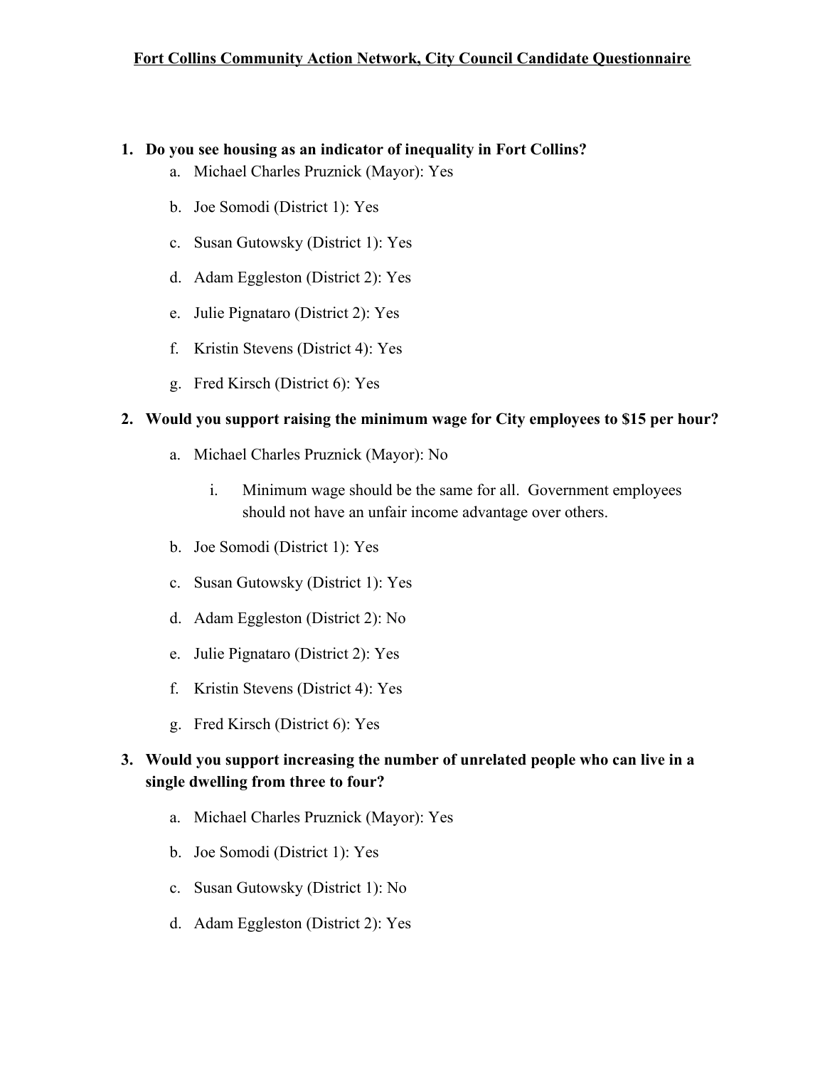**Fort Collins Community Action Network, City Council Candidate Questionnaire**

1. **Do you see housing as an indicator of inequality in Fort Collins?**
    a. Michael Charles Pruznick (Mayor): Yes
    b. Joe Somodi (District 1): Yes
    c. Susan Gutowsky (District 1): Yes
    d. Adam Eggleston (District 2): Yes
    e. Julie Pignataro (District 2): Yes
    f. Kristin Stevens (District 4): Yes
    g. Fred Kirsch (District 6): Yes

2. **Would you support raising the minimum wage for City employees to $15 per hour?**
    a. Michael Charles Pruznick (Mayor): No
        i. Minimum wage should be the same for all. Government employees should not have an unfair income advantage over others.
    b. Joe Somodi (District 1): Yes
    c. Susan Gutowsky (District 1): Yes
    d. Adam Eggleston (District 2): No
    e. Julie Pignataro (District 2): Yes
    f. Kristin Stevens (District 4): Yes
    g. Fred Kirsch (District 6): Yes

3. **Would you support increasing the number of unrelated people who can live in a single dwelling from three to four?**
    a. Michael Charles Pruznick (Mayor): Yes
    b. Joe Somodi (District 1): Yes
    c. Susan Gutowsky (District 1): No
    d. Adam Eggleston (District 2): Yes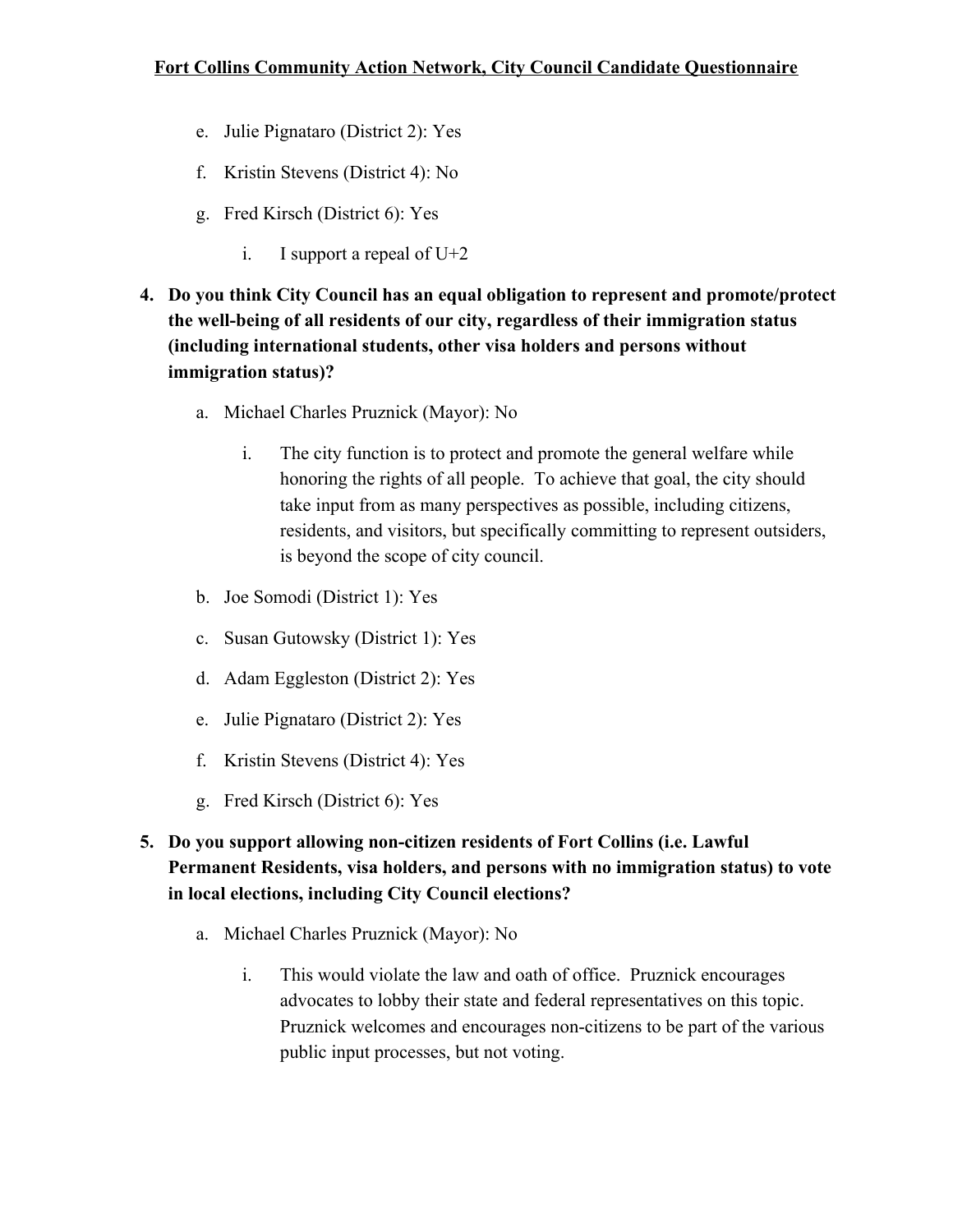e. Julie Pignataro (District 2): Yes

f. Kristin Stevens (District 4): No

g. Fred Kirsch (District 6): Yes

   i. I support a repeal of U+2

**4. Do you think City Council has an equal obligation to represent and promote/protect the well-being of all residents of our city, regardless of their immigration status (including international students, other visa holders and persons without immigration status)?**

a. Michael Charles Pruznick (Mayor): No

   i. The city function is to protect and promote the general welfare while honoring the rights of all people. To achieve that goal, the city should take input from as many perspectives as possible, including citizens, residents, and visitors, but specifically committing to represent outsiders, is beyond the scope of city council.

b. Joe Somodi (District 1): Yes

c. Susan Gutowsky (District 1): Yes

d. Adam Eggleston (District 2): Yes

e. Julie Pignataro (District 2): Yes

f. Kristin Stevens (District 4): Yes

g. Fred Kirsch (District 6): Yes

**5. Do you support allowing non-citizen residents of Fort Collins (i.e. Lawful Permanent Residents, visa holders, and persons with no immigration status) to vote in local elections, including City Council elections?**

a. Michael Charles Pruznick (Mayor): No

   i. This would violate the law and oath of office. Pruznick encourages advocates to lobby their state and federal representatives on this topic. Pruznick welcomes and encourages non-citizens to be part of the various public input processes, but not voting.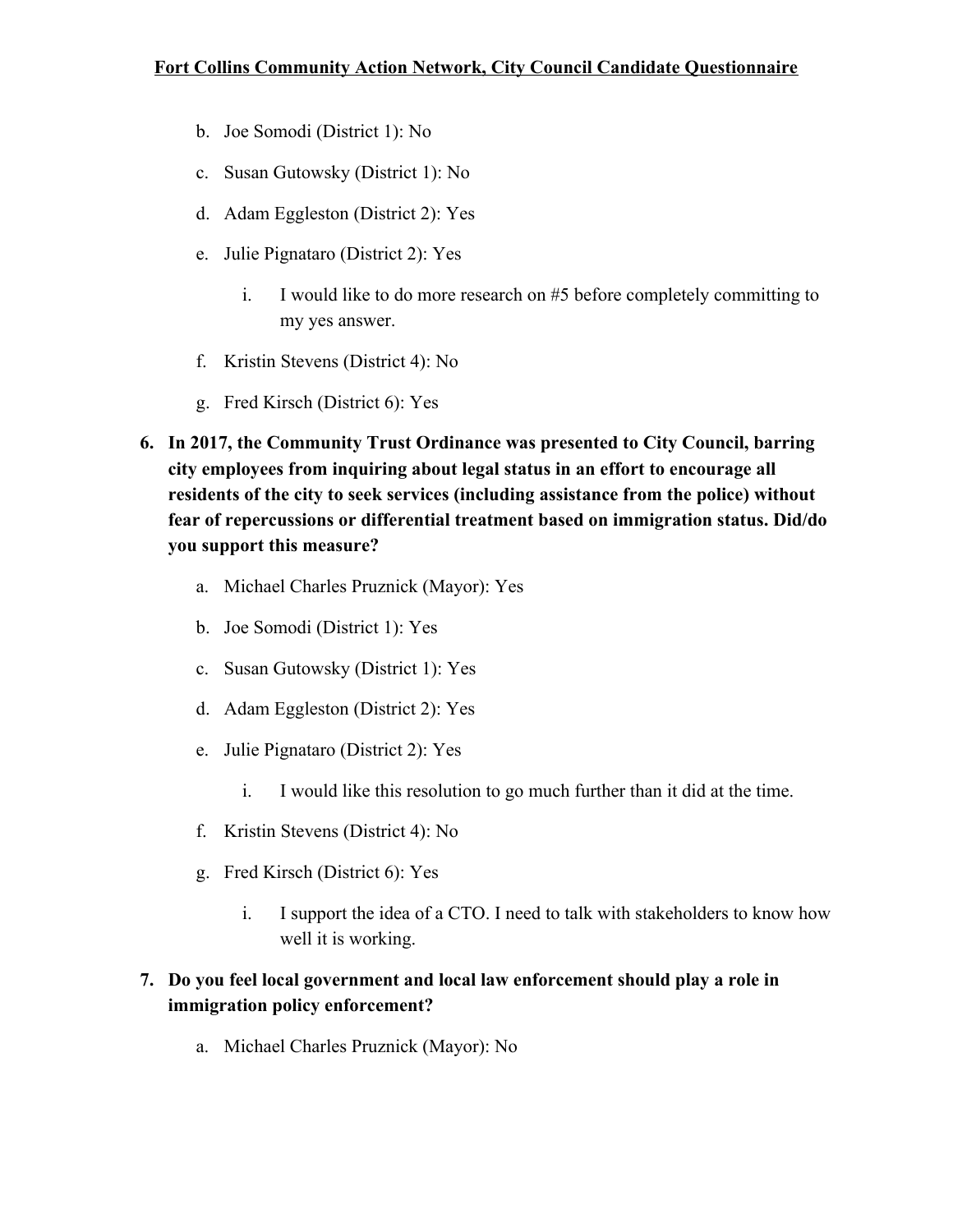b. Joe Somodi (District 1): No

c. Susan Gutowsky (District 1): No

d. Adam Eggleston (District 2): Yes

e. Julie Pignataro (District 2): Yes

    i. I would like to do more research on #5 before completely committing to my yes answer.

f. Kristin Stevens (District 4): No

g. Fred Kirsch (District 6): Yes

**6. In 2017, the Community Trust Ordinance was presented to City Council, barring city employees from inquiring about legal status in an effort to encourage all residents of the city to seek services (including assistance from the police) without fear of repercussions or differential treatment based on immigration status. Did/do you support this measure?**

a. Michael Charles Pruznick (Mayor): Yes

b. Joe Somodi (District 1): Yes

c. Susan Gutowsky (District 1): Yes

d. Adam Eggleston (District 2): Yes

e. Julie Pignataro (District 2): Yes

    i. I would like this resolution to go much further than it did at the time.

f. Kristin Stevens (District 4): No

g. Fred Kirsch (District 6): Yes

    i. I support the idea of a CTO. I need to talk with stakeholders to know how well it is working.

**7. Do you feel local government and local law enforcement should play a role in immigration policy enforcement?**

a. Michael Charles Pruznick (Mayor): No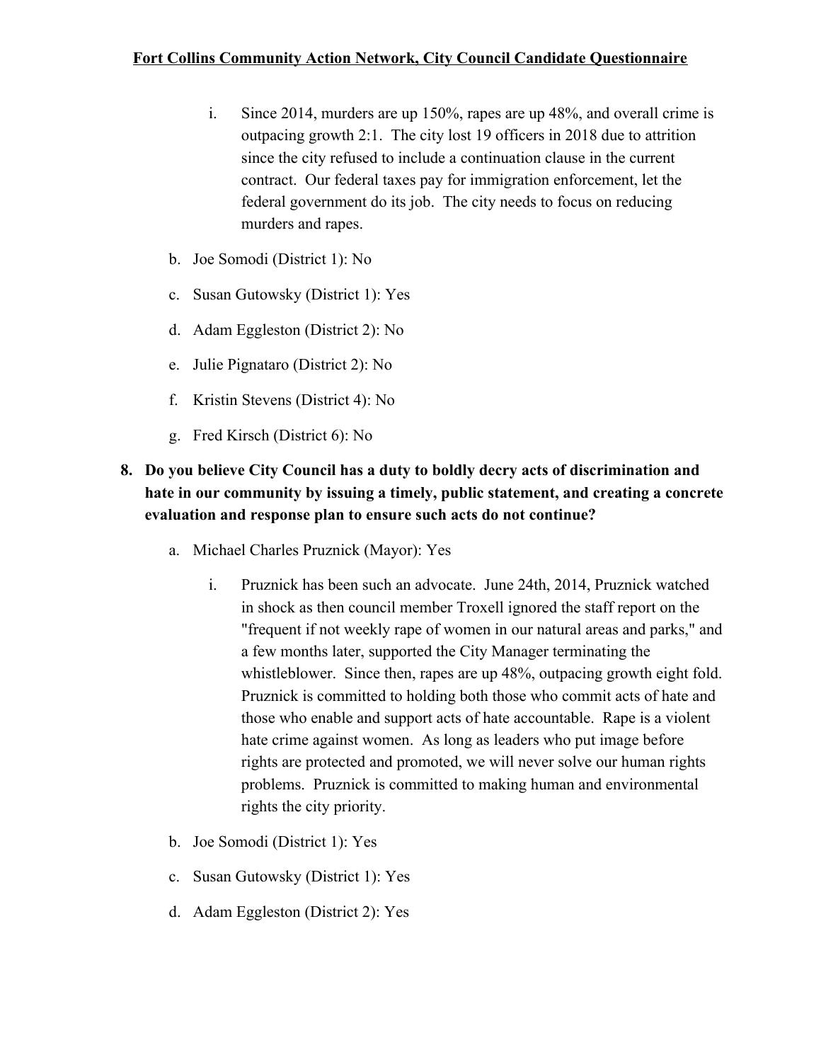i. Since 2014, murders are up 150%, rapes are up 48%, and overall crime is outpacing growth 2:1. The city lost 19 officers in 2018 due to attrition since the city refused to include a continuation clause in the current contract. Our federal taxes pay for immigration enforcement, let the federal government do its job. The city needs to focus on reducing murders and rapes.

b. Joe Somodi (District 1): No

c. Susan Gutowsky (District 1): Yes

d. Adam Eggleston (District 2): No

e. Julie Pignataro (District 2): No

f. Kristin Stevens (District 4): No

g. Fred Kirsch (District 6): No

**8. Do you believe City Council has a duty to boldly decry acts of discrimination and hate in our community by issuing a timely, public statement, and creating a concrete evaluation and response plan to ensure such acts do not continue?**

a. Michael Charles Pruznick (Mayor): Yes

i. Pruznick has been such an advocate. June 24th, 2014, Pruznick watched in shock as then council member Troxell ignored the staff report on the "frequent if not weekly rape of women in our natural areas and parks," and a few months later, supported the City Manager terminating the whistleblower. Since then, rapes are up 48%, outpacing growth eight fold. Pruznick is committed to holding both those who commit acts of hate and those who enable and support acts of hate accountable. Rape is a violent hate crime against women. As long as leaders who put image before rights are protected and promoted, we will never solve our human rights problems. Pruznick is committed to making human and environmental rights the city priority.

b. Joe Somodi (District 1): Yes

c. Susan Gutowsky (District 1): Yes

d. Adam Eggleston (District 2): Yes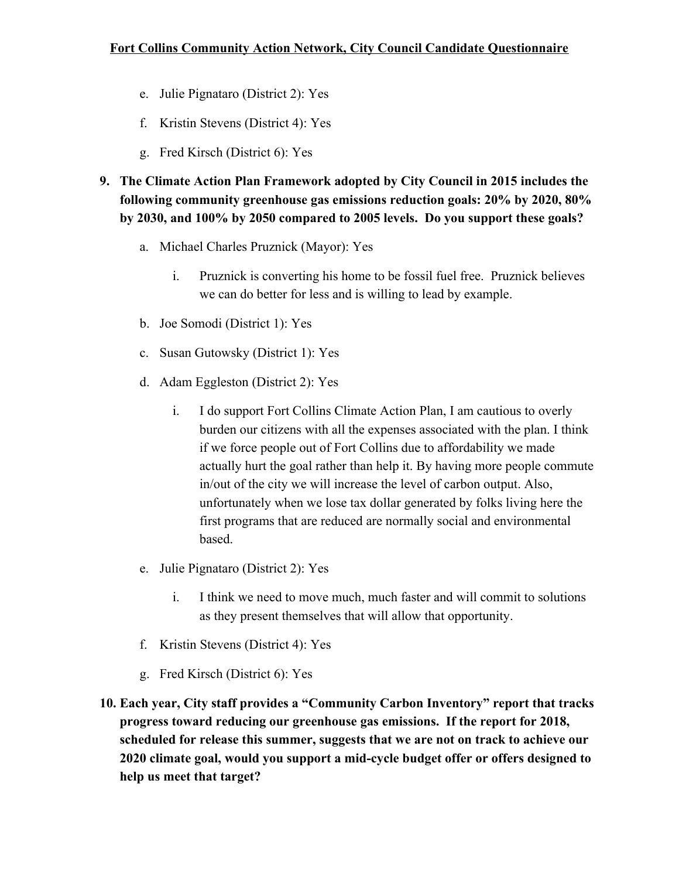e. Julie Pignataro (District 2): Yes

f. Kristin Stevens (District 4): Yes

g. Fred Kirsch (District 6): Yes

**9. The Climate Action Plan Framework adopted by City Council in 2015 includes the following community greenhouse gas emissions reduction goals: 20% by 2020, 80% by 2030, and 100% by 2050 compared to 2005 levels. Do you support these goals?**

a. Michael Charles Pruznick (Mayor): Yes

   i. Pruznick is converting his home to be fossil fuel free. Pruznick believes we can do better for less and is willing to lead by example.

b. Joe Somodi (District 1): Yes

c. Susan Gutowsky (District 1): Yes

d. Adam Eggleston (District 2): Yes

   i. I do support Fort Collins Climate Action Plan, I am cautious to overly burden our citizens with all the expenses associated with the plan. I think if we force people out of Fort Collins due to affordability we made actually hurt the goal rather than help it. By having more people commute in/out of the city we will increase the level of carbon output. Also, unfortunately when we lose tax dollar generated by folks living here the first programs that are reduced are normally social and environmental based.

e. Julie Pignataro (District 2): Yes

   i. I think we need to move much, much faster and will commit to solutions as they present themselves that will allow that opportunity.

f. Kristin Stevens (District 4): Yes

g. Fred Kirsch (District 6): Yes

**10. Each year, City staff provides a "Community Carbon Inventory" report that tracks progress toward reducing our greenhouse gas emissions. If the report for 2018, scheduled for release this summer, suggests that we are not on track to achieve our 2020 climate goal, would you support a mid-cycle budget offer or offers designed to help us meet that target?**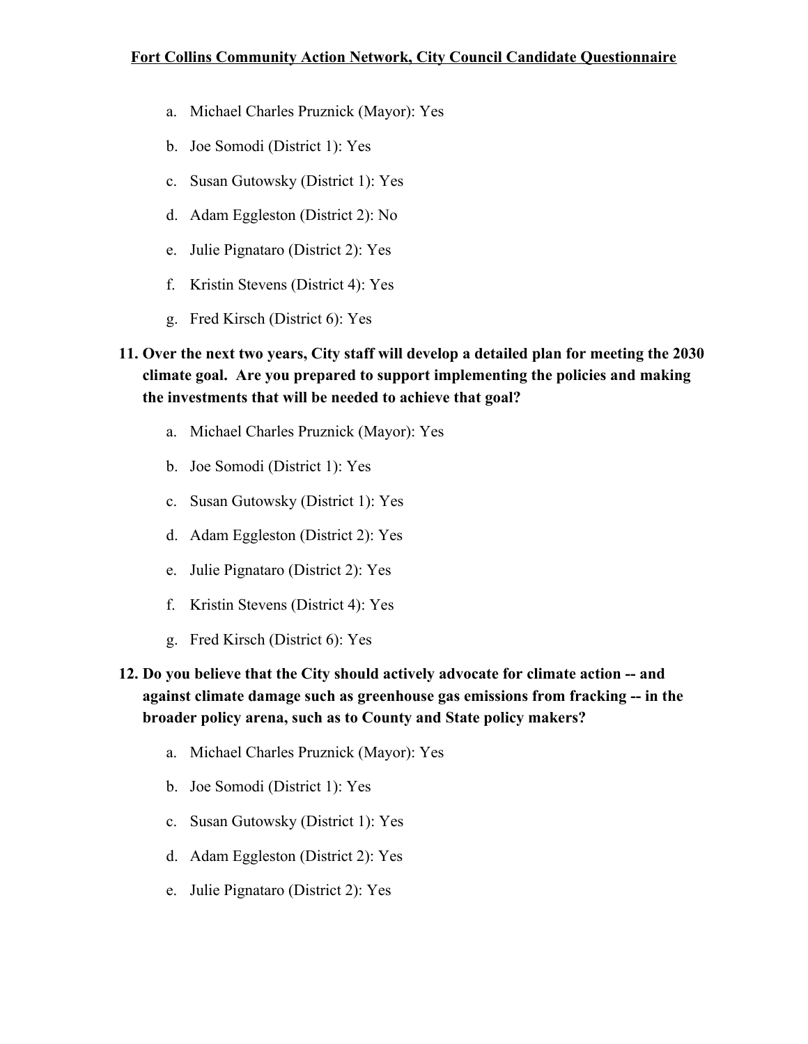a. Michael Charles Pruznick (Mayor): Yes
b. Joe Somodi (District 1): Yes
c. Susan Gutowsky (District 1): Yes
d. Adam Eggleston (District 2): No
e. Julie Pignataro (District 2): Yes
f. Kristin Stevens (District 4): Yes
g. Fred Kirsch (District 6): Yes

**11. Over the next two years, City staff will develop a detailed plan for meeting the 2030 climate goal. Are you prepared to support implementing the policies and making the investments that will be needed to achieve that goal?**

a. Michael Charles Pruznick (Mayor): Yes
b. Joe Somodi (District 1): Yes
c. Susan Gutowsky (District 1): Yes
d. Adam Eggleston (District 2): Yes
e. Julie Pignataro (District 2): Yes
f. Kristin Stevens (District 4): Yes
g. Fred Kirsch (District 6): Yes

**12. Do you believe that the City should actively advocate for climate action -- and against climate damage such as greenhouse gas emissions from fracking -- in the broader policy arena, such as to County and State policy makers?**

a. Michael Charles Pruznick (Mayor): Yes
b. Joe Somodi (District 1): Yes
c. Susan Gutowsky (District 1): Yes
d. Adam Eggleston (District 2): Yes
e. Julie Pignataro (District 2): Yes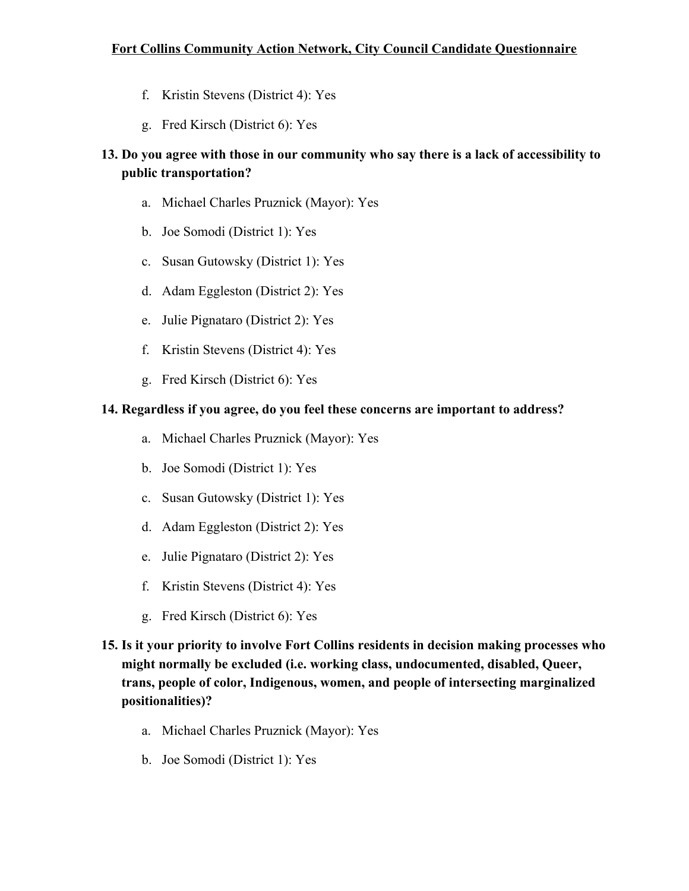f. Kristin Stevens (District 4): Yes

g. Fred Kirsch (District 6): Yes

**13. Do you agree with those in our community who say there is a lack of accessibility to public transportation?**

a. Michael Charles Pruznick (Mayor): Yes

b. Joe Somodi (District 1): Yes

c. Susan Gutowsky (District 1): Yes

d. Adam Eggleston (District 2): Yes

e. Julie Pignataro (District 2): Yes

f. Kristin Stevens (District 4): Yes

g. Fred Kirsch (District 6): Yes

**14. Regardless if you agree, do you feel these concerns are important to address?**

a. Michael Charles Pruznick (Mayor): Yes

b. Joe Somodi (District 1): Yes

c. Susan Gutowsky (District 1): Yes

d. Adam Eggleston (District 2): Yes

e. Julie Pignataro (District 2): Yes

f. Kristin Stevens (District 4): Yes

g. Fred Kirsch (District 6): Yes

**15. Is it your priority to involve Fort Collins residents in decision making processes who might normally be excluded (i.e. working class, undocumented, disabled, Queer, trans, people of color, Indigenous, women, and people of intersecting marginalized positionalities)?**

a. Michael Charles Pruznick (Mayor): Yes

b. Joe Somodi (District 1): Yes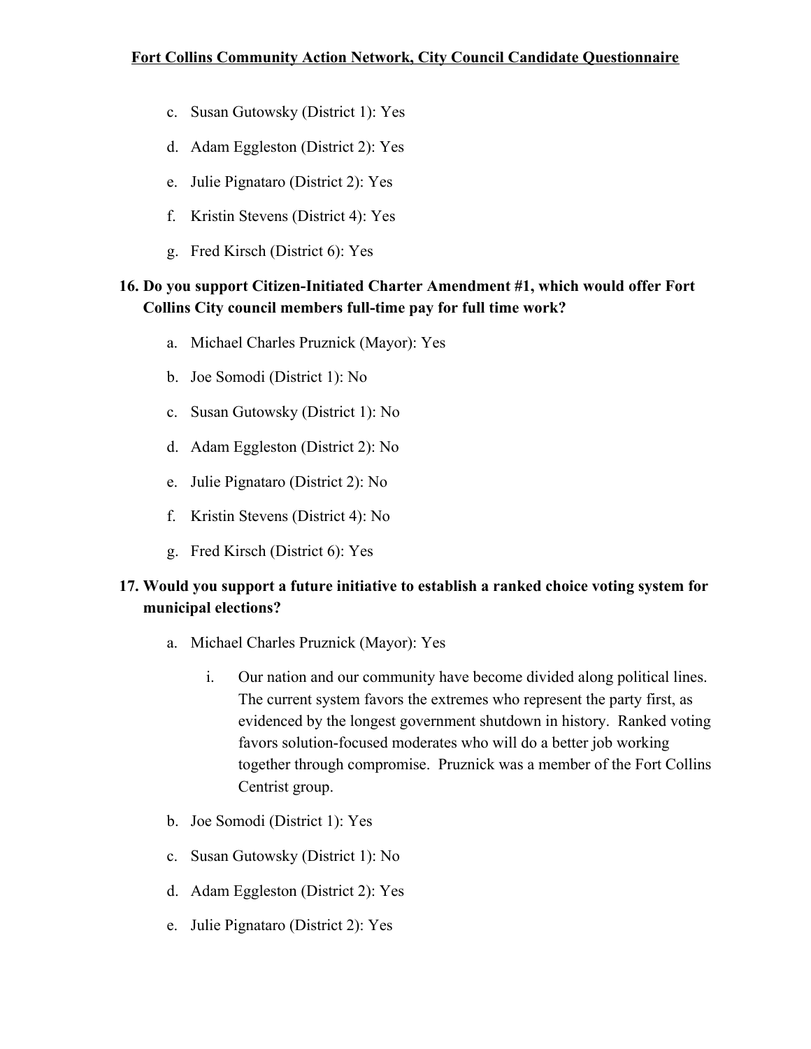c. Susan Gutowsky (District 1): Yes

d. Adam Eggleston (District 2): Yes

e. Julie Pignataro (District 2): Yes

f. Kristin Stevens (District 4): Yes

g. Fred Kirsch (District 6): Yes

**16. Do you support Citizen-Initiated Charter Amendment #1, which would offer Fort Collins City council members full-time pay for full time work?**

a. Michael Charles Pruznick (Mayor): Yes

b. Joe Somodi (District 1): No

c. Susan Gutowsky (District 1): No

d. Adam Eggleston (District 2): No

e. Julie Pignataro (District 2): No

f. Kristin Stevens (District 4): No

g. Fred Kirsch (District 6): Yes

**17. Would you support a future initiative to establish a ranked choice voting system for municipal elections?**

a. Michael Charles Pruznick (Mayor): Yes

   i. Our nation and our community have become divided along political lines. The current system favors the extremes who represent the party first, as evidenced by the longest government shutdown in history. Ranked voting favors solution-focused moderates who will do a better job working together through compromise. Pruznick was a member of the Fort Collins Centrist group.

b. Joe Somodi (District 1): Yes

c. Susan Gutowsky (District 1): No

d. Adam Eggleston (District 2): Yes

e. Julie Pignataro (District 2): Yes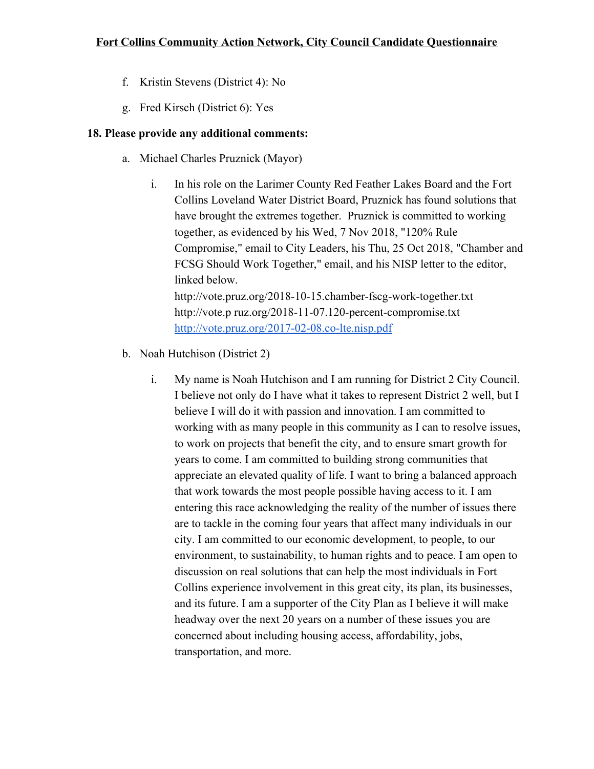f. Kristin Stevens (District 4): No

g. Fred Kirsch (District 6): Yes

**18. Please provide any additional comments:**

a. Michael Charles Pruznick (Mayor)

   i. In his role on the Larimer County Red Feather Lakes Board and the Fort Collins Loveland Water District Board, Pruznick has found solutions that have brought the extremes together. Pruznick is committed to working together, as evidenced by his Wed, 7 Nov 2018, "120% Rule Compromise," email to City Leaders, his Thu, 25 Oct 2018, "Chamber and FCSG Should Work Together," email, and his NISP letter to the editor, linked below.
   http://vote.pruz.org/2018-10-15.chamber-fscg-work-together.txt
   http://vote.p ruz.org/2018-11-07.120-percent-compromise.txt
   http://vote.pruz.org/2017-02-08.co-lte.nisp.pdf

b. Noah Hutchison (District 2)

   i. My name is Noah Hutchison and I am running for District 2 City Council. I believe not only do I have what it takes to represent District 2 well, but I believe I will do it with passion and innovation. I am committed to working with as many people in this community as I can to resolve issues, to work on projects that benefit the city, and to ensure smart growth for years to come. I am committed to building strong communities that appreciate an elevated quality of life. I want to bring a balanced approach that work towards the most people possible having access to it. I am entering this race acknowledging the reality of the number of issues there are to tackle in the coming four years that affect many individuals in our city. I am committed to our economic development, to people, to our environment, to sustainability, to human rights and to peace. I am open to discussion on real solutions that can help the most individuals in Fort Collins experience involvement in this great city, its plan, its businesses, and its future. I am a supporter of the City Plan as I believe it will make headway over the next 20 years on a number of these issues you are concerned about including housing access, affordability, jobs, transportation, and more.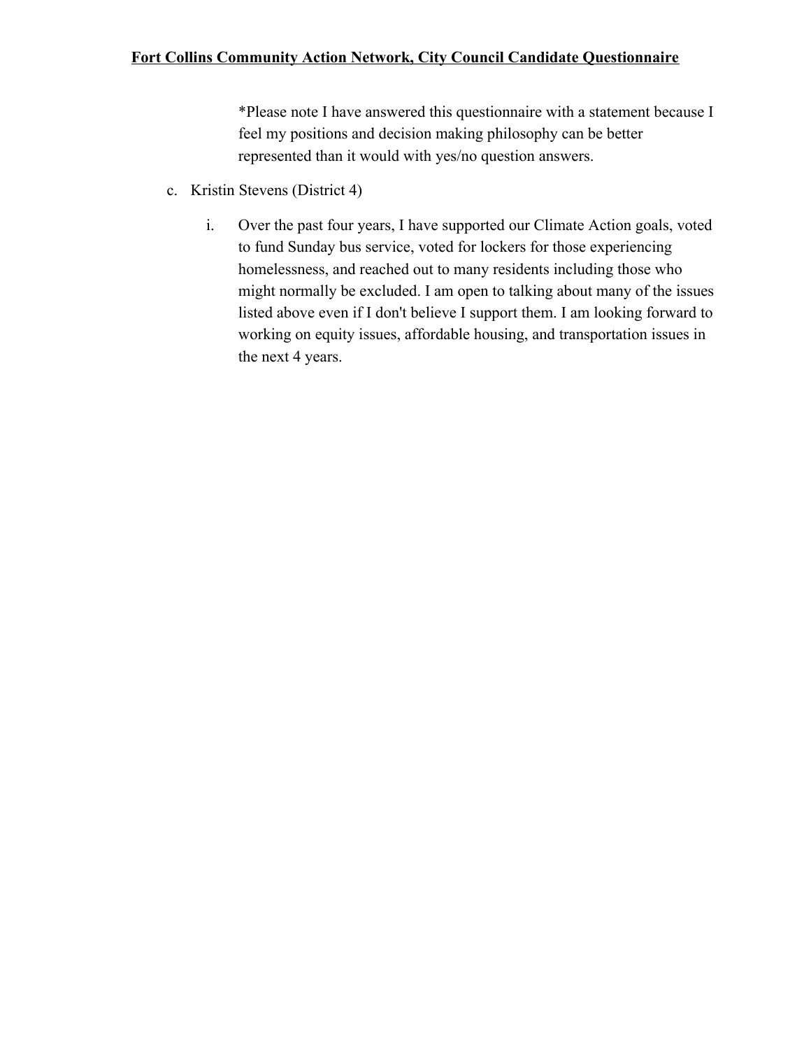*Please note I have answered this questionnaire with a statement because I feel my positions and decision making philosophy can be better represented than it would with yes/no question answers.

c. Kristin Stevens (District 4)

   i. Over the past four years, I have supported our Climate Action goals, voted to fund Sunday bus service, voted for lockers for those experiencing homelessness, and reached out to many residents including those who might normally be excluded. I am open to talking about many of the issues listed above even if I don't believe I support them. I am looking forward to working on equity issues, affordable housing, and transportation issues in the next 4 years.